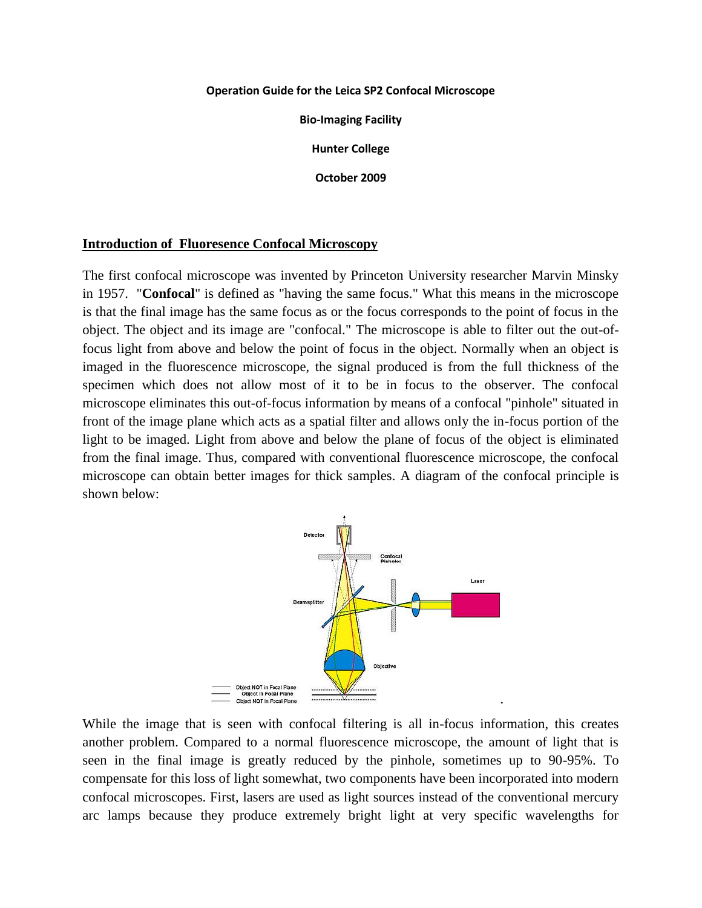**Operation Guide for the Leica SP2 Confocal Microscope**

**Bio-Imaging Facility**

**Hunter College**

**October 2009**

## Introduction of Fluoresence Confocal Microscopy

The first confocal microscope was invented by Princeton University researcher Marvin Minsky in 1957. "**Confocal**" is defined as "having the same focus." What this means in the microscope is that the final image has the same focus as or the focus corresponds to the point of focus in the object. The object and its image are "confocal." The microscope is able to filter out the out-of-focus light from above and below the point of focus in the object. Normally when an object is imaged in the fluorescence microscope, the signal produced is from the full thickness of the specimen which does not allow most of it to be in focus to the observer. The confocal microscope eliminates this out-of-focus information by means of a confocal "pinhole" situated in front of the image plane which acts as a spatial filter and allows only the in-focus portion of the light to be imaged. Light from above and below the plane of focus of the object is eliminated from the final image. Thus, compared with conventional fluorescence microscope, the confocal microscope can obtain better images for thick samples. A diagram of the confocal principle is shown below:

While the image that is seen with confocal filtering is all in-focus information, this creates another problem. Compared to a normal fluorescence microscope, the amount of light that is seen in the final image is greatly reduced by the pinhole, sometimes up to 90-95%. To compensate for this loss of light somewhat, two components have been incorporated into modern confocal microscopes. First, lasers are used as light sources instead of the conventional mercury arc lamps because they produce extremely bright light at very specific wavelengths for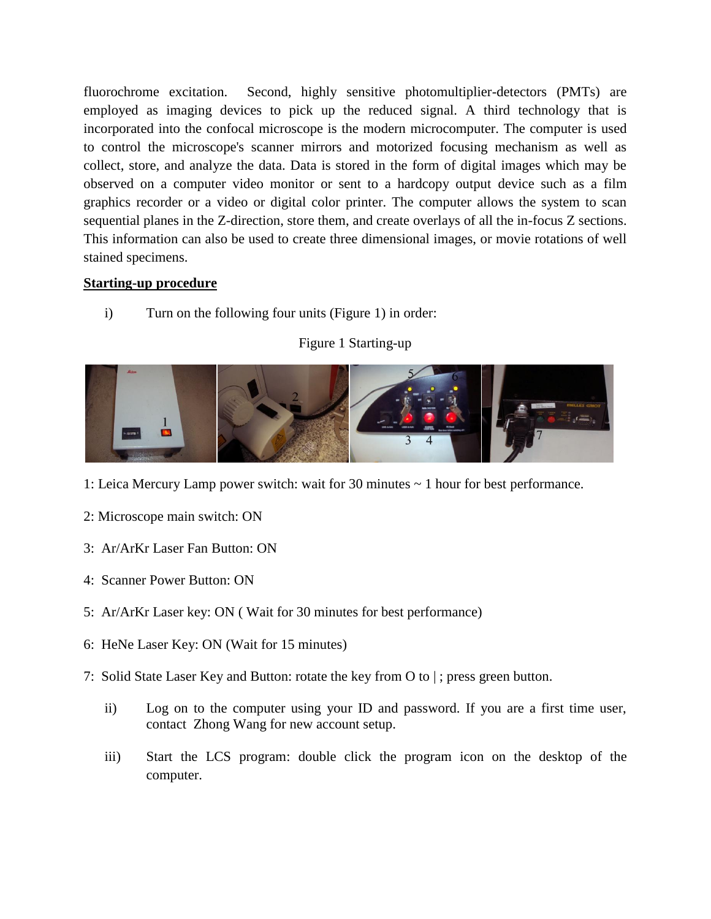fluorochrome excitation. Second, highly sensitive photomultiplier-detectors (PMTs) are employed as imaging devices to pick up the reduced signal. A third technology that is incorporated into the confocal microscope is the modern microcomputer. The computer is used to control the microscope's scanner mirrors and motorized focusing mechanism as well as collect, store, and analyze the data. Data is stored in the form of digital images which may be observed on a computer video monitor or sent to a hardcopy output device such as a film graphics recorder or a video or digital color printer. The computer allows the system to scan sequential planes in the Z-direction, store them, and create overlays of all the in-focus Z sections. This information can also be used to create three dimensional images, or movie rotations of well stained specimens.

**Starting-up procedure**

i) Turn on the following four units (Figure 1) in order:

Figure 1 Starting-up

1: Leica Mercury Lamp power switch: wait for 30 minutes ~ 1 hour for best performance.

2: Microscope main switch: ON

3: Ar/ArKr Laser Fan Button: ON

4: Scanner Power Button: ON

5: Ar/ArKr Laser key: ON ( Wait for 30 minutes for best performance)

6: HeNe Laser Key: ON (Wait for 15 minutes)

7: Solid State Laser Key and Button: rotate the key from O to | ; press green button.

ii) Log on to the computer using your ID and password. If you are a first time user, contact Zhong Wang for new account setup.

iii) Start the LCS program: double click the program icon on the desktop of the computer.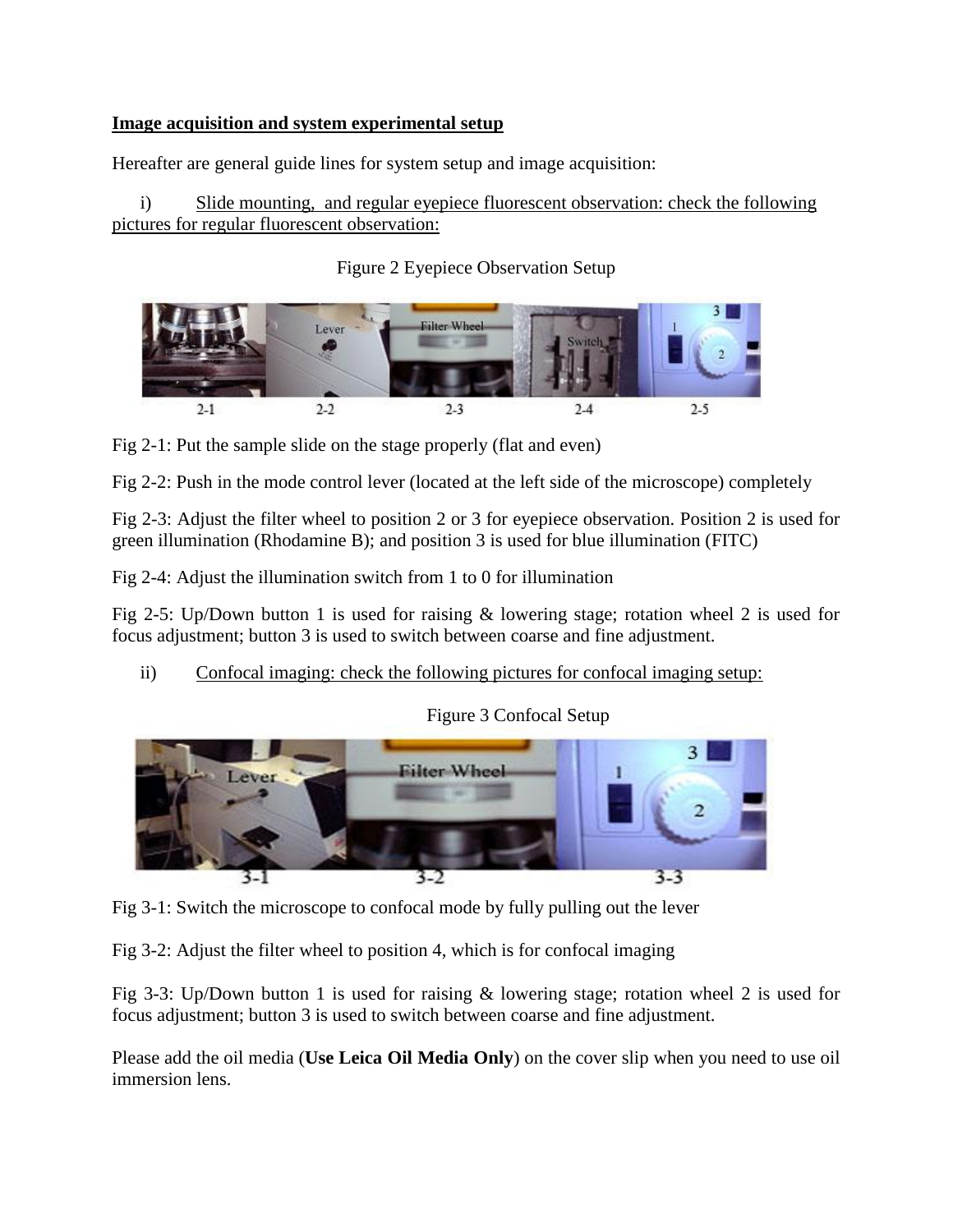**Image acquisition and system experimental setup**

Hereafter are general guide lines for system setup and image acquisition:

i) Slide mounting, and regular eyepiece fluorescent observation: check the following pictures for regular fluorescent observation:

Figure 2 Eyepiece Observation Setup

Fig 2-1: Put the sample slide on the stage properly (flat and even)

Fig 2-2: Push in the mode control lever (located at the left side of the microscope) completely

Fig 2-3: Adjust the filter wheel to position 2 or 3 for eyepiece observation. Position 2 is used for green illumination (Rhodamine B); and position 3 is used for blue illumination (FITC)

Fig 2-4: Adjust the illumination switch from 1 to 0 for illumination

Fig 2-5: Up/Down button 1 is used for raising & lowering stage; rotation wheel 2 is used for focus adjustment; button 3 is used to switch between coarse and fine adjustment.

ii) Confocal imaging: check the following pictures for confocal imaging setup:

Figure 3 Confocal Setup

Fig 3-1: Switch the microscope to confocal mode by fully pulling out the lever

Fig 3-2: Adjust the filter wheel to position 4, which is for confocal imaging

Fig 3-3: Up/Down button 1 is used for raising & lowering stage; rotation wheel 2 is used for focus adjustment; button 3 is used to switch between coarse and fine adjustment.

Please add the oil media (**Use Leica Oil Media Only**) on the cover slip when you need to use oil immersion lens.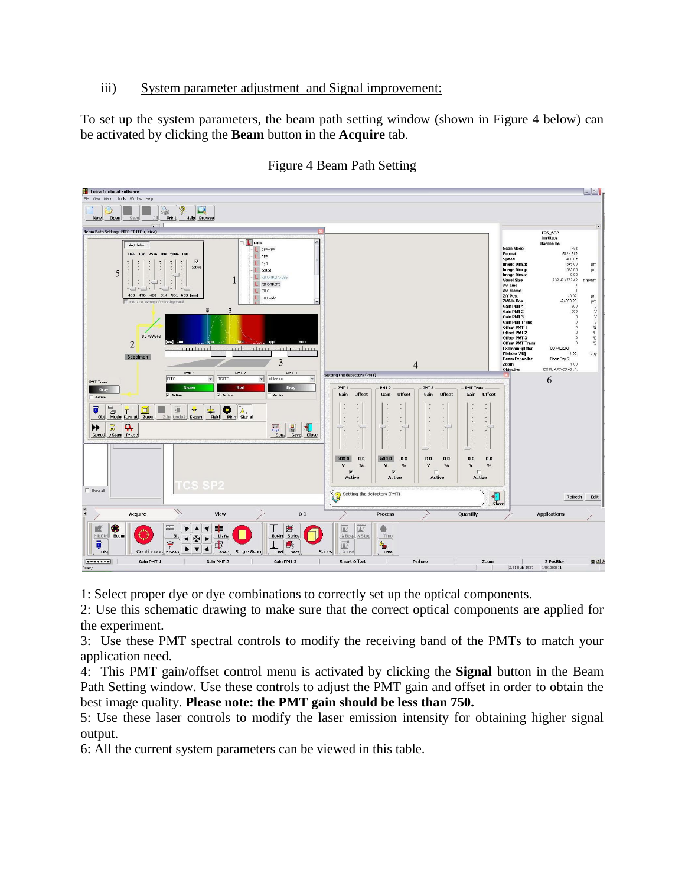iii) System parameter adjustment and Signal improvement:

To set up the system parameters, the beam path setting window (shown in Figure 4 below) can be activated by clicking the **Beam** button in the **Acquire** tab.

Figure 4 Beam Path Setting

1: Select proper dye or dye combinations to correctly set up the optical components.

2: Use this schematic drawing to make sure that the correct optical components are applied for the experiment.

3: Use these PMT spectral controls to modify the receiving band of the PMTs to match your application need.

4: This PMT gain/offset control menu is activated by clicking the **Signal** button in the Beam Path Setting window. Use these controls to adjust the PMT gain and offset in order to obtain the best image quality. **Please note: the PMT gain should be less than 750.**

5: Use these laser controls to modify the laser emission intensity for obtaining higher signal output.

6: All the current system parameters can be viewed in this table.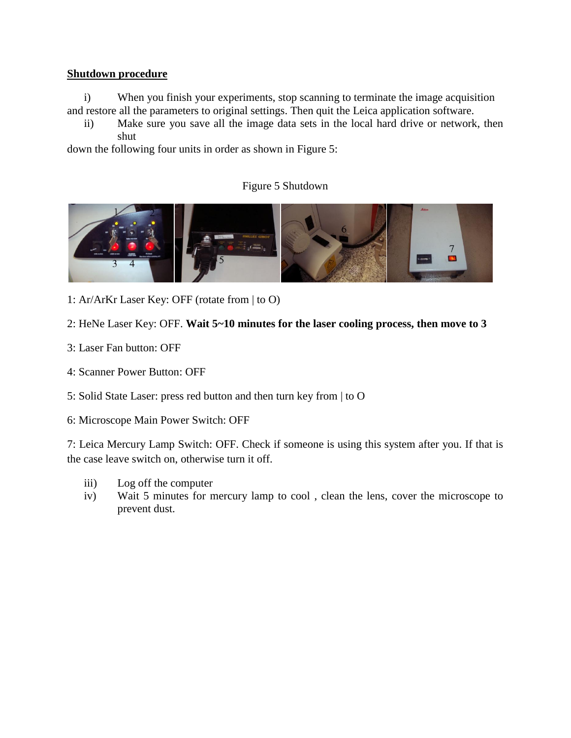## Shutdown procedure

i) When you finish your experiments, stop scanning to terminate the image acquisition and restore all the parameters to original settings. Then quit the Leica application software.

ii) Make sure you save all the image data sets in the local hard drive or network, then shut down the following four units in order as shown in Figure 5:

Figure 5 Shutdown

1: Ar/ArKr Laser Key: OFF (rotate from | to O)

2: HeNe Laser Key: OFF. **Wait 5~10 minutes for the laser cooling process, then move to 3**

3: Laser Fan button: OFF

4: Scanner Power Button: OFF

5: Solid State Laser: press red button and then turn key from | to O

6: Microscope Main Power Switch: OFF

7: Leica Mercury Lamp Switch: OFF. Check if someone is using this system after you. If that is the case leave switch on, otherwise turn it off.

iii) Log off the computer

iv) Wait 5 minutes for mercury lamp to cool , clean the lens, cover the microscope to prevent dust.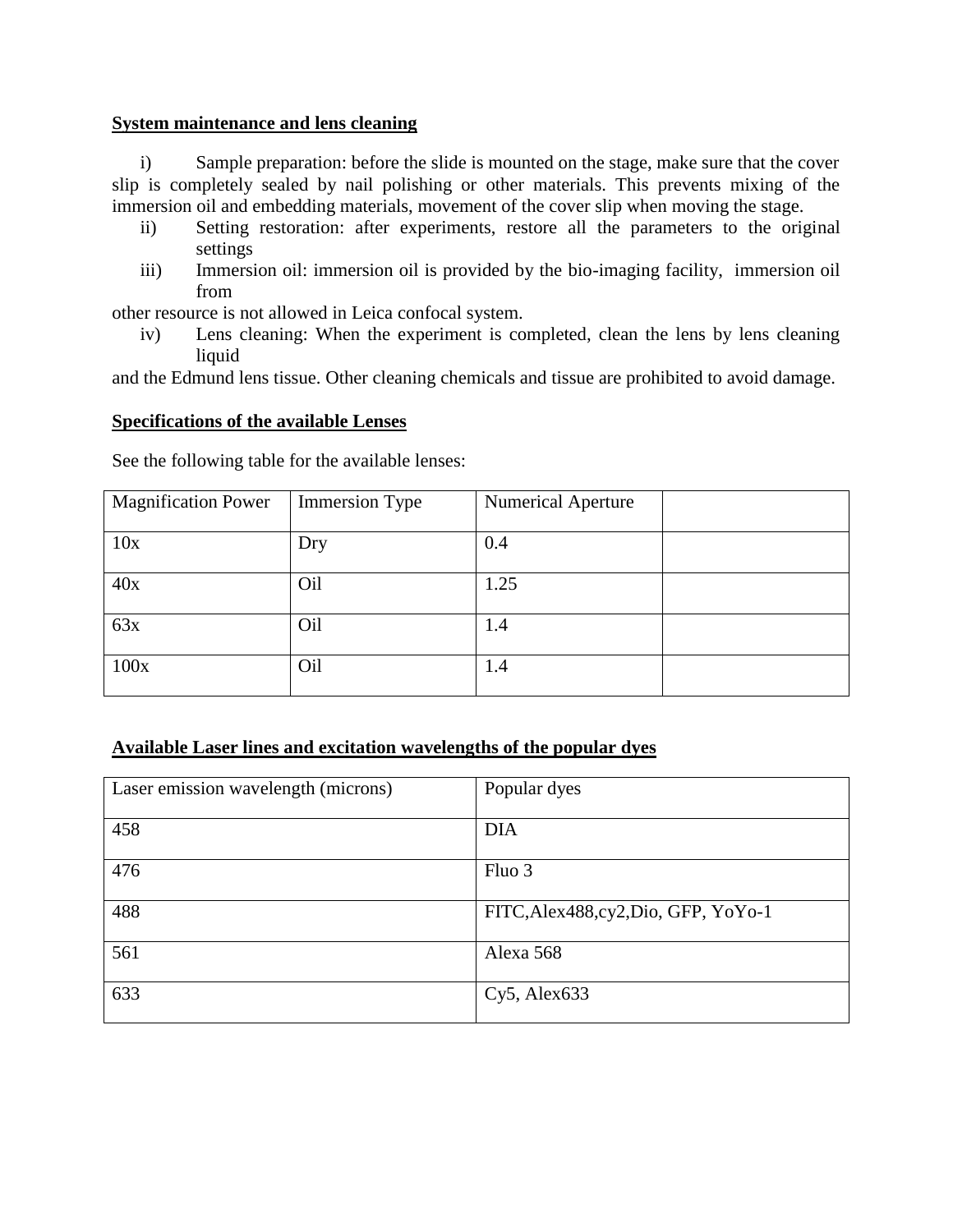**System maintenance and lens cleaning**

i) Sample preparation: before the slide is mounted on the stage, make sure that the cover slip is completely sealed by nail polishing or other materials. This prevents mixing of the immersion oil and embedding materials, movement of the cover slip when moving the stage.

ii) Setting restoration: after experiments, restore all the parameters to the original settings

iii) Immersion oil: immersion oil is provided by the bio-imaging facility, immersion oil from other resource is not allowed in Leica confocal system.

iv) Lens cleaning: When the experiment is completed, clean the lens by lens cleaning liquid and the Edmund lens tissue. Other cleaning chemicals and tissue are prohibited to avoid damage.

**Specifications of the available Lenses**

See the following table for the available lenses:

| Magnification Power | Immersion Type | Numerical Aperture | |
|---|---|---|---|
| 10x | Dry | 0.4 | |
| 40x | Oil | 1.25 | |
| 63x | Oil | 1.4 | |
| 100x | Oil | 1.4 | |

**Available Laser lines and excitation wavelengths of the popular dyes**

| Laser emission wavelength (microns) | Popular dyes |
|---|---|
| 458 | DIA |
| 476 | Fluo 3 |
| 488 | FITC,Alex488,cy2,Dio, GFP, YoYo-1 |
| 561 | Alexa 568 |
| 633 | Cy5, Alex633 |